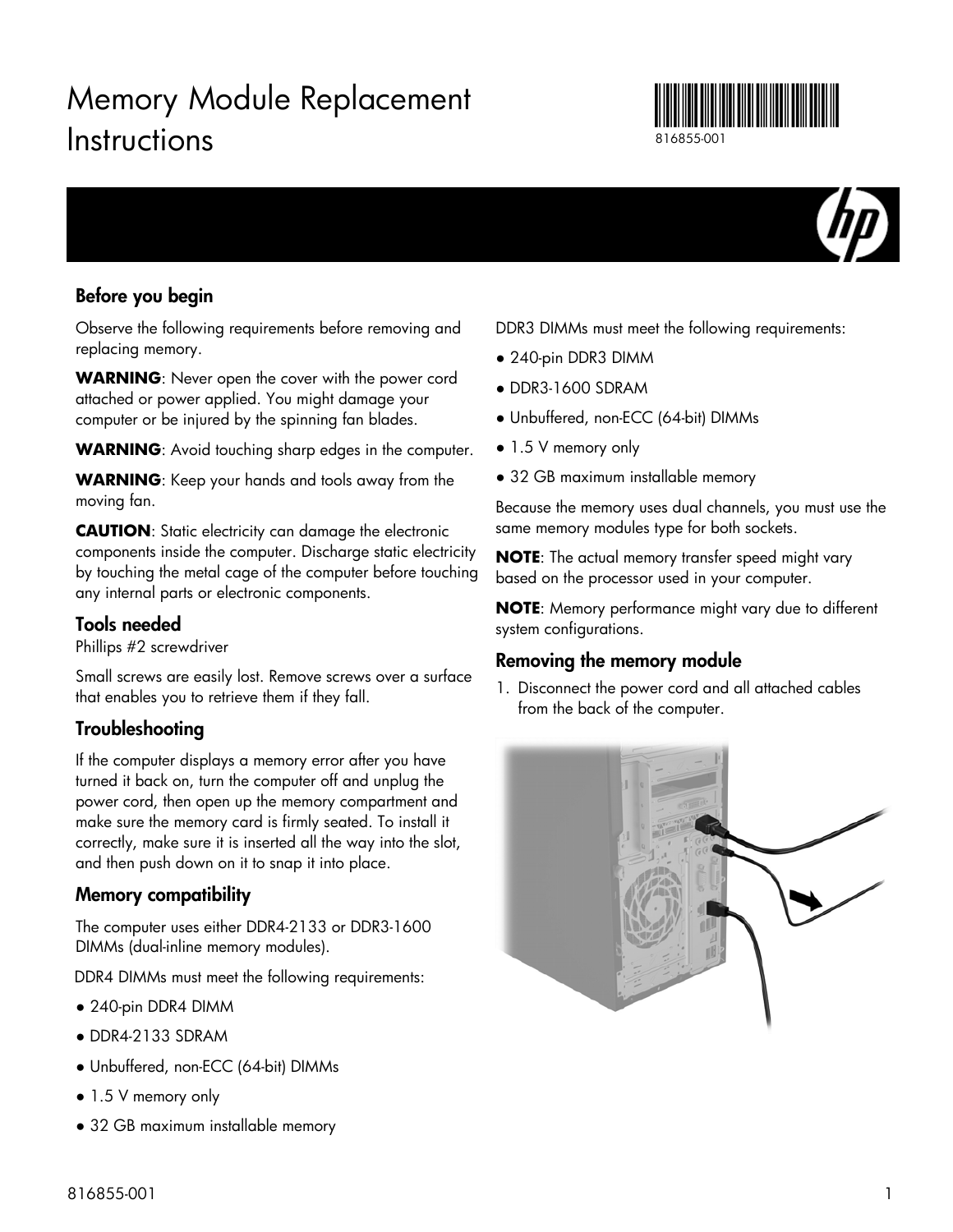# Memory Module Replacement Instructions

816855-001

## Before you begin

Observe the following requirements before removing and replacing memory.

**WARNING**: Never open the cover with the power cord attached or power applied. You might damage your computer or be injured by the spinning fan blades.

**WARNING**: Avoid touching sharp edges in the computer.

**WARNING**: Keep your hands and tools away from the moving fan.

**CAUTION**: Static electricity can damage the electronic components inside the computer. Discharge static electricity by touching the metal cage of the computer before touching any internal parts or electronic components.

## Tools needed

Phillips #2 screwdriver

Small screws are easily lost. Remove screws over a surface that enables you to retrieve them if they fall.

## Troubleshooting

If the computer displays a memory error after you have turned it back on, turn the computer off and unplug the power cord, then open up the memory compartment and make sure the memory card is firmly seated. To install it correctly, make sure it is inserted all the way into the slot, and then push down on it to snap it into place.

## Memory compatibility

The computer uses either DDR4-2133 or DDR3-1600 DIMMs (dual-inline memory modules).

DDR4 DIMMs must meet the following requirements:

- 240-pin DDR4 DIMM
- DDR4-2133 SDRAM
- Unbuffered, non-ECC (64-bit) DIMMs
- 1.5 V memory only
- 32 GB maximum installable memory

DDR3 DIMMs must meet the following requirements:

- 240-pin DDR3 DIMM
- DDR3-1600 SDRAM
- Unbuffered, non-ECC (64-bit) DIMMs
- 1.5 V memory only
- 32 GB maximum installable memory

Because the memory uses dual channels, you must use the same memory modules type for both sockets.

**NOTE**: The actual memory transfer speed might vary based on the processor used in your computer.

**NOTE**: Memory performance might vary due to different system configurations.

## Removing the memory module

1. Disconnect the power cord and all attached cables from the back of the computer.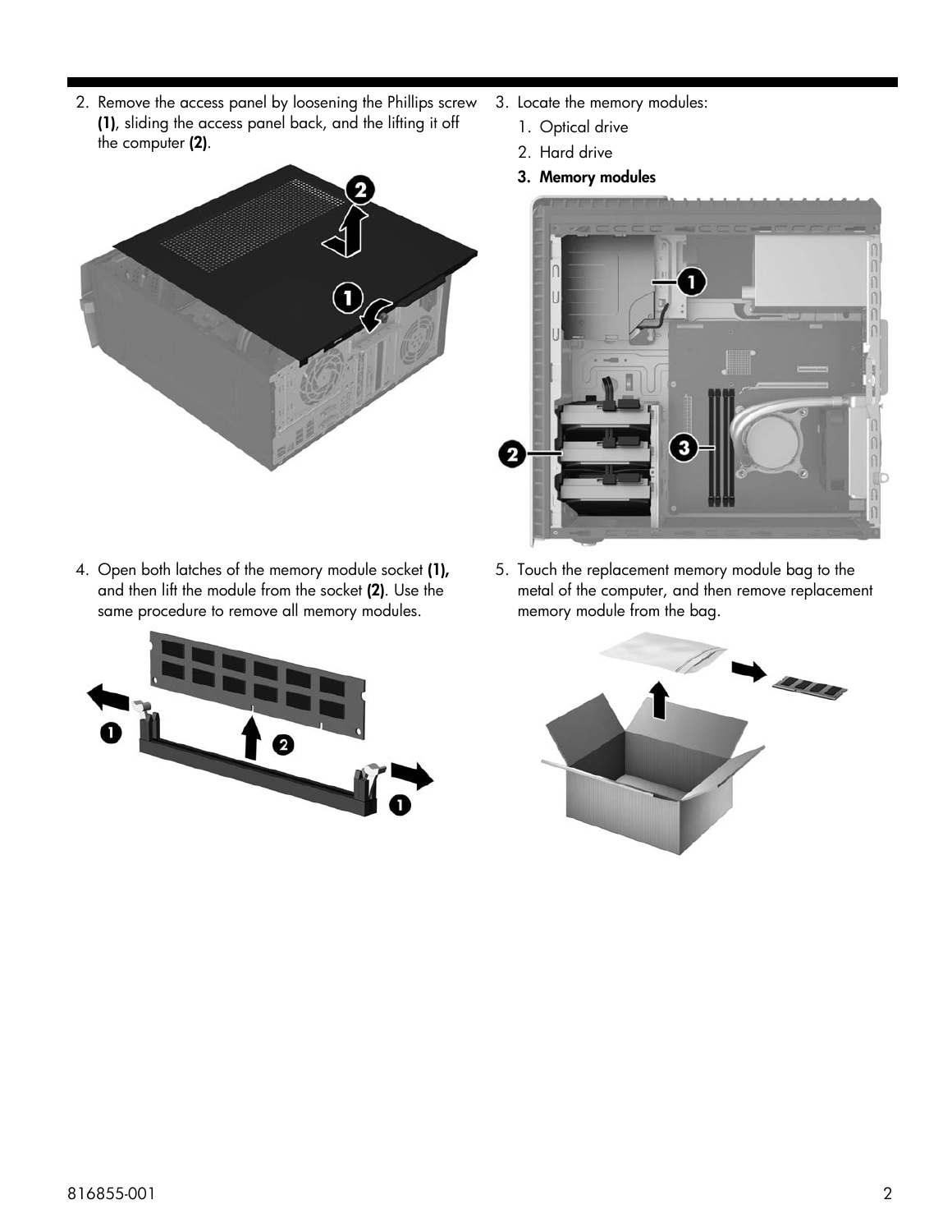2. Remove the access panel by loosening the Phillips screw **(1)**, sliding the access panel back, and the lifting it off the computer **(2)**.

3. Locate the memory modules:
   1. Optical drive
   2. Hard drive
   3. **Memory modules**

4. Open both latches of the memory module socket **(1),** and then lift the module from the socket **(2)**. Use the same procedure to remove all memory modules.

5. Touch the replacement memory module bag to the metal of the computer, and then remove replacement memory module from the bag.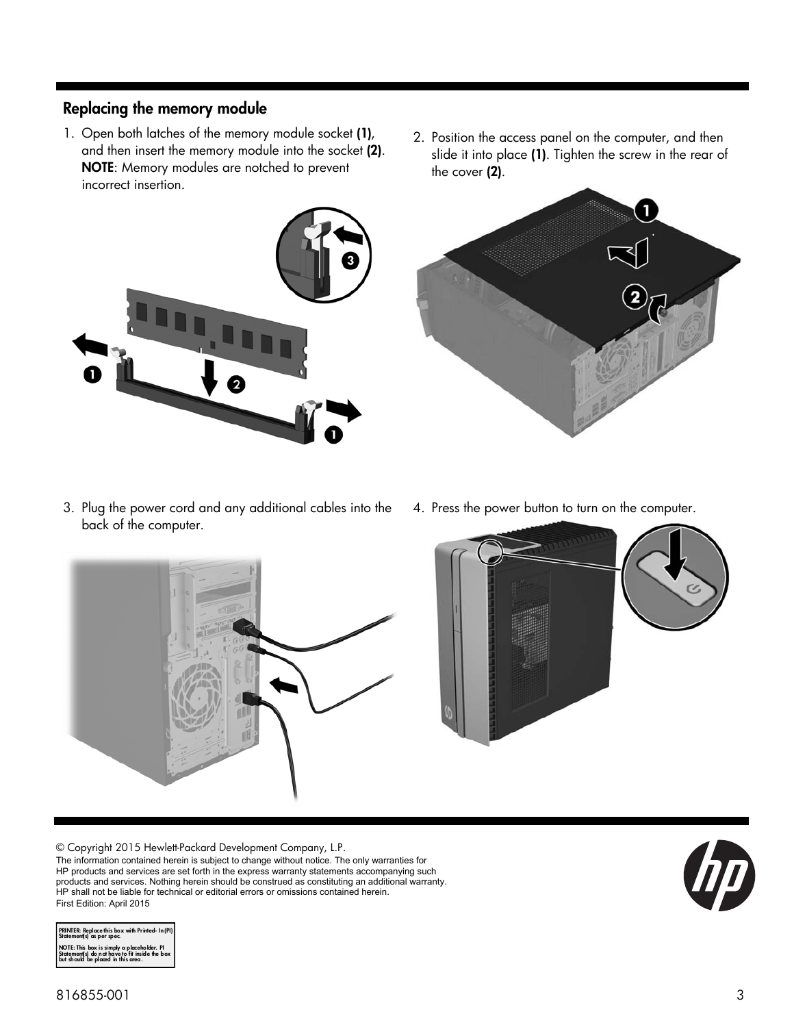## Replacing the memory module

1. Open both latches of the memory module socket **(1)**, and then insert the memory module into the socket **(2)**. **NOTE**: Memory modules are notched to prevent incorrect insertion.

2. Position the access panel on the computer, and then slide it into place **(1)**. Tighten the screw in the rear of the cover **(2)**.

3. Plug the power cord and any additional cables into the back of the computer.

4. Press the power button to turn on the computer.

© Copyright 2015 Hewlett-Packard Development Company, L.P.

The information contained herein is subject to change without notice. The only warranties for HP products and services are set forth in the express warranty statements accompanying such products and services. Nothing herein should be construed as constituting an additional warranty. HP shall not be liable for technical or editorial errors or omissions contained herein.

First Edition: April 2015

PRINTER: Replace this box with Printed- In (PI) Statement(s) as per spec.

NOTE: This box is simply a placeholder. PI Statement(s) do not have to fit inside the box but should be placed in this area.

816855-001